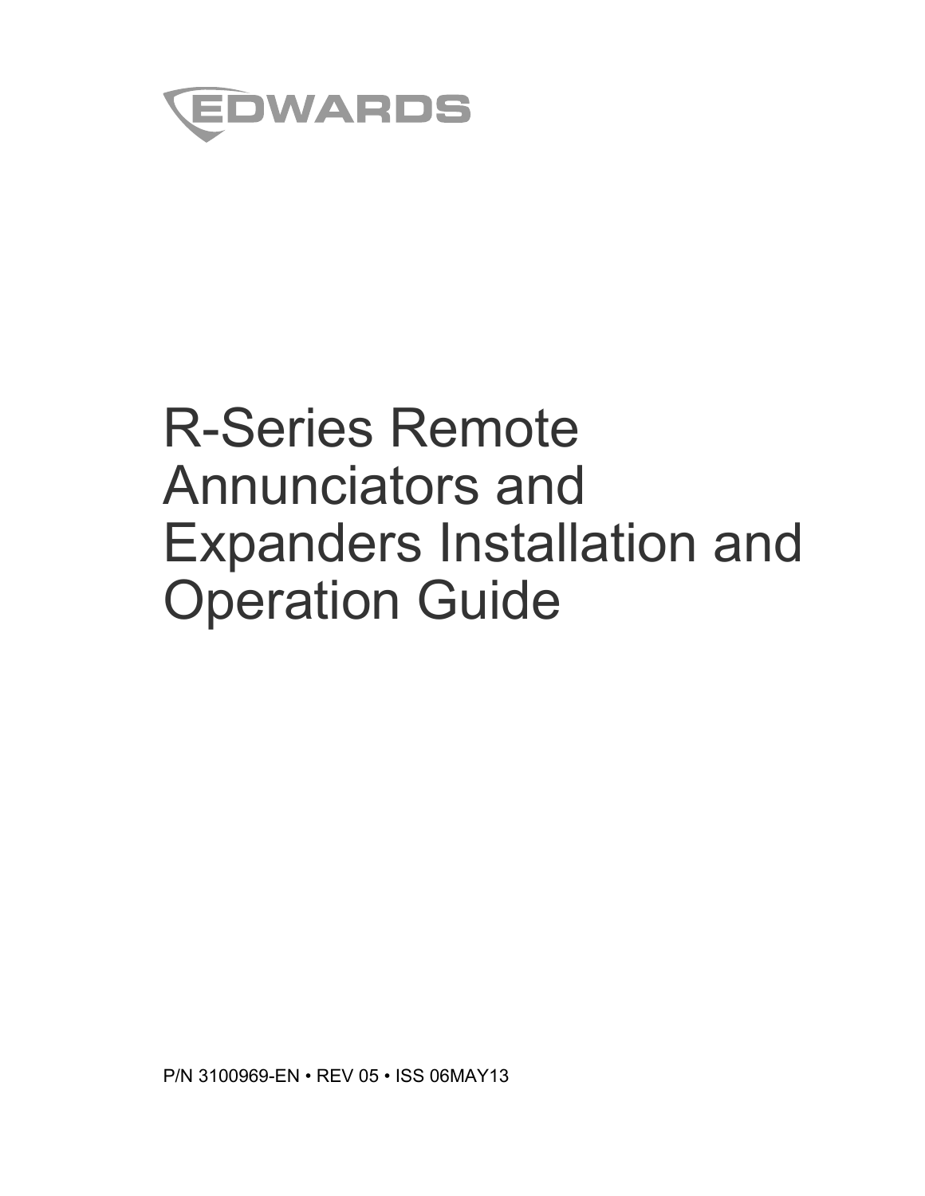EDWARDS

# R-Series Remote Annunciators and Expanders Installation and Operation Guide

P/N 3100969-EN • REV 05 • ISS 06MAY13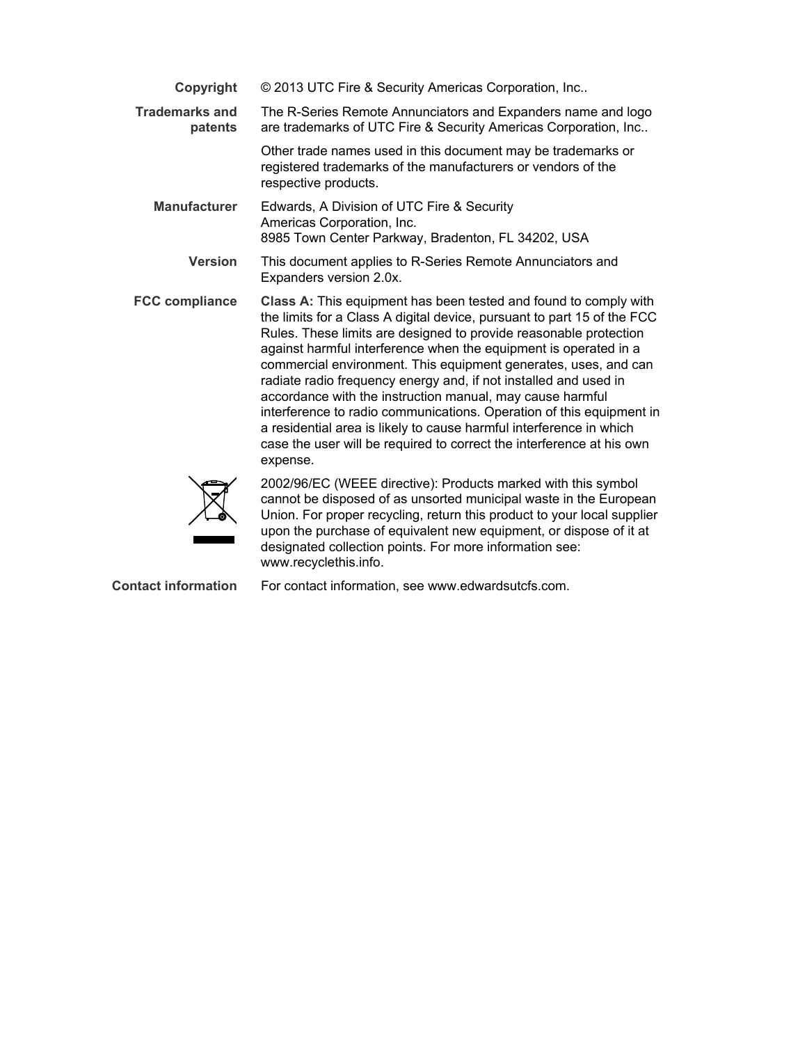**Copyright** © 2013 UTC Fire & Security Americas Corporation, Inc..

**Trademarks and patents** The R-Series Remote Annunciators and Expanders name and logo are trademarks of UTC Fire & Security Americas Corporation, Inc..

Other trade names used in this document may be trademarks or registered trademarks of the manufacturers or vendors of the respective products.

**Manufacturer** Edwards, A Division of UTC Fire & Security Americas Corporation, Inc.
8985 Town Center Parkway, Bradenton, FL 34202, USA

**Version** This document applies to R-Series Remote Annunciators and Expanders version 2.0x.

**FCC compliance** **Class A:** This equipment has been tested and found to comply with the limits for a Class A digital device, pursuant to part 15 of the FCC Rules. These limits are designed to provide reasonable protection against harmful interference when the equipment is operated in a commercial environment. This equipment generates, uses, and can radiate radio frequency energy and, if not installed and used in accordance with the instruction manual, may cause harmful interference to radio communications. Operation of this equipment in a residential area is likely to cause harmful interference in which case the user will be required to correct the interference at his own expense.

2002/96/EC (WEEE directive): Products marked with this symbol cannot be disposed of as unsorted municipal waste in the European Union. For proper recycling, return this product to your local supplier upon the purchase of equivalent new equipment, or dispose of it at designated collection points. For more information see: www.recyclethis.info.

**Contact information** For contact information, see www.edwardsutcfs.com.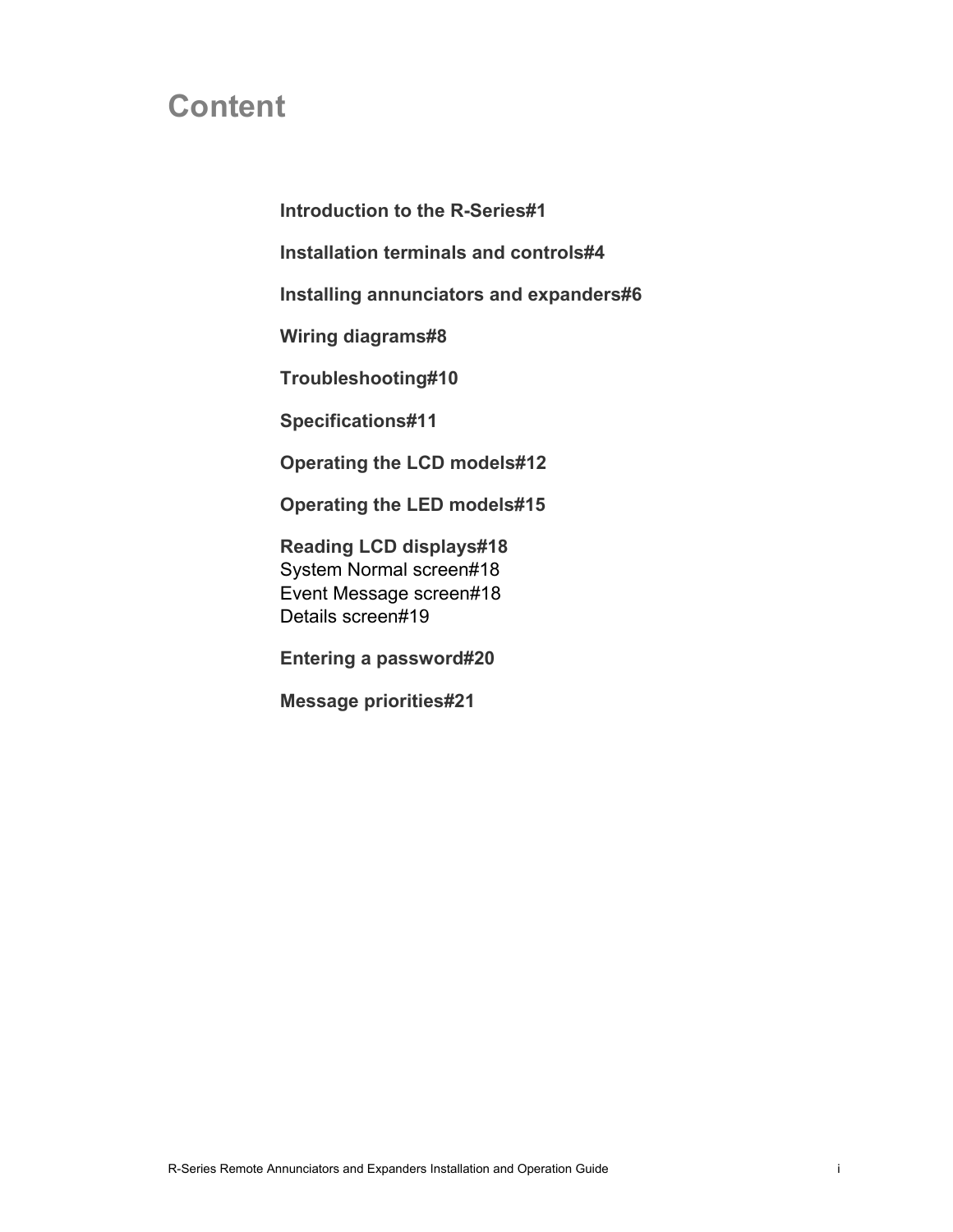# Content

**Introduction to the R-Series#1**

**Installation terminals and controls#4**

**Installing annunciators and expanders#6**

**Wiring diagrams#8**

**Troubleshooting#10**

**Specifications#11**

**Operating the LCD models#12**

**Operating the LED models#15**

**Reading LCD displays#18**
System Normal screen#18
Event Message screen#18
Details screen#19

**Entering a password#20**

**Message priorities#21**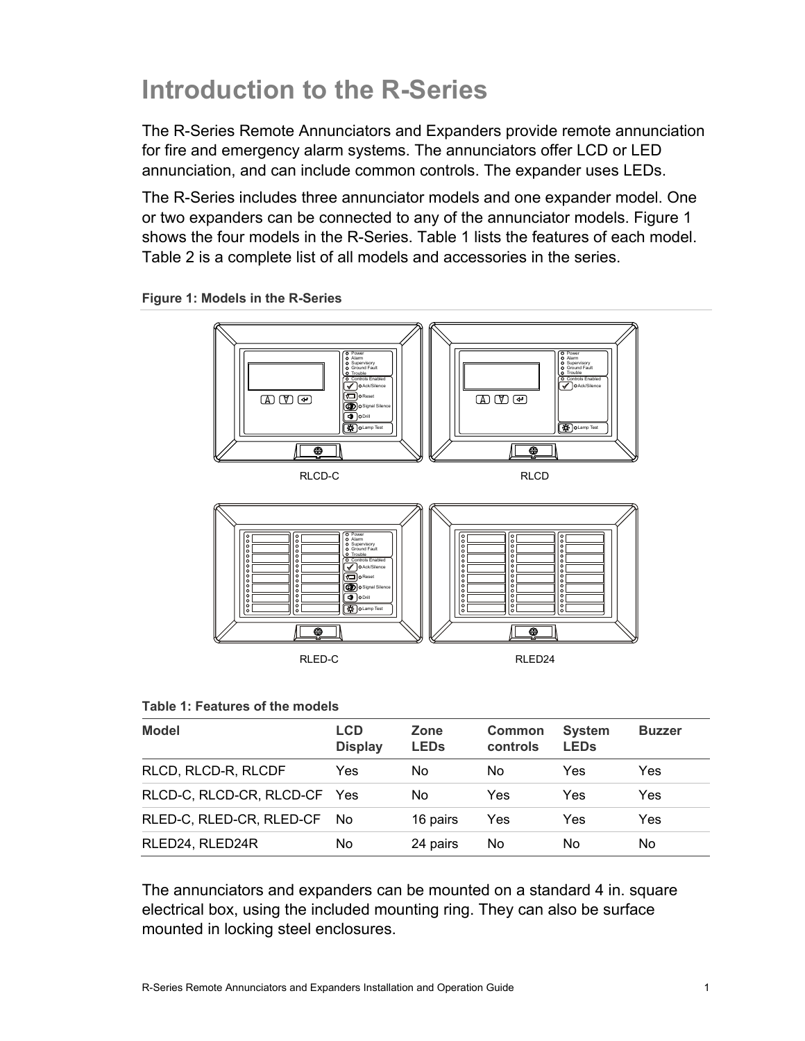# Introduction to the R-Series

The R-Series Remote Annunciators and Expanders provide remote annunciation for fire and emergency alarm systems. The annunciators offer LCD or LED annunciation, and can include common controls. The expander uses LEDs.

The R-Series includes three annunciator models and one expander model. One or two expanders can be connected to any of the annunciator models. Figure 1 shows the four models in the R-Series. Table 1 lists the features of each model. Table 2 is a complete list of all models and accessories in the series.

**Figure 1: Models in the R-Series**

RLCD-C

RLCD

RLED-C

RLED24

**Table 1: Features of the models**

| Model | LCD Display | Zone LEDs | Common controls | System LEDs | Buzzer |
|---|---|---|---|---|---|
| RLCD, RLCD-R, RLCDF | Yes | No | No | Yes | Yes |
| RLCD-C, RLCD-CR, RLCD-CF | Yes | No | Yes | Yes | Yes |
| RLED-C, RLED-CR, RLED-CF | No | 16 pairs | Yes | Yes | Yes |
| RLED24, RLED24R | No | 24 pairs | No | No | No |

The annunciators and expanders can be mounted on a standard 4 in. square electrical box, using the included mounting ring. They can also be surface mounted in locking steel enclosures.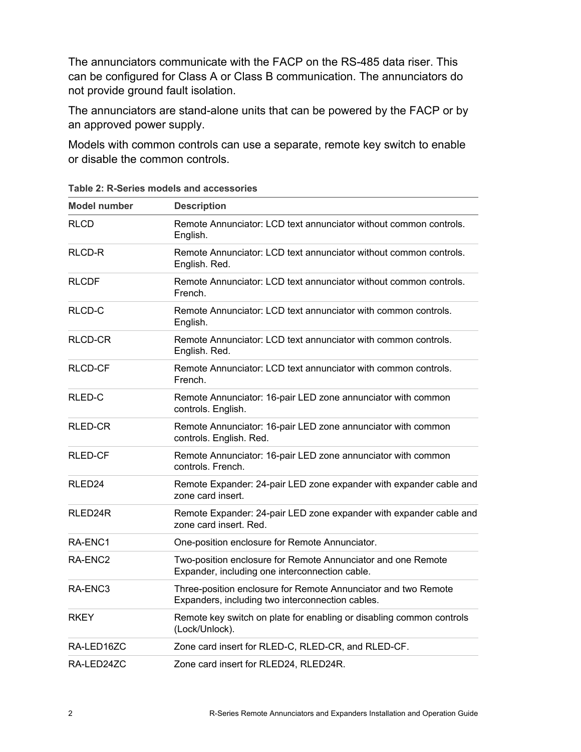The annunciators communicate with the FACP on the RS-485 data riser. This can be configured for Class A or Class B communication. The annunciators do not provide ground fault isolation.

The annunciators are stand-alone units that can be powered by the FACP or by an approved power supply.

Models with common controls can use a separate, remote key switch to enable or disable the common controls.

**Table 2: R-Series models and accessories**

| Model number | Description |
|---|---|
| RLCD | Remote Annunciator: LCD text annunciator without common controls. English. |
| RLCD-R | Remote Annunciator: LCD text annunciator without common controls. English. Red. |
| RLCDF | Remote Annunciator: LCD text annunciator without common controls. French. |
| RLCD-C | Remote Annunciator: LCD text annunciator with common controls. English. |
| RLCD-CR | Remote Annunciator: LCD text annunciator with common controls. English. Red. |
| RLCD-CF | Remote Annunciator: LCD text annunciator with common controls. French. |
| RLED-C | Remote Annunciator: 16-pair LED zone annunciator with common controls. English. |
| RLED-CR | Remote Annunciator: 16-pair LED zone annunciator with common controls. English. Red. |
| RLED-CF | Remote Annunciator: 16-pair LED zone annunciator with common controls. French. |
| RLED24 | Remote Expander: 24-pair LED zone expander with expander cable and zone card insert. |
| RLED24R | Remote Expander: 24-pair LED zone expander with expander cable and zone card insert. Red. |
| RA-ENC1 | One-position enclosure for Remote Annunciator. |
| RA-ENC2 | Two-position enclosure for Remote Annunciator and one Remote Expander, including one interconnection cable. |
| RA-ENC3 | Three-position enclosure for Remote Annunciator and two Remote Expanders, including two interconnection cables. |
| RKEY | Remote key switch on plate for enabling or disabling common controls (Lock/Unlock). |
| RA-LED16ZC | Zone card insert for RLED-C, RLED-CR, and RLED-CF. |
| RA-LED24ZC | Zone card insert for RLED24, RLED24R. |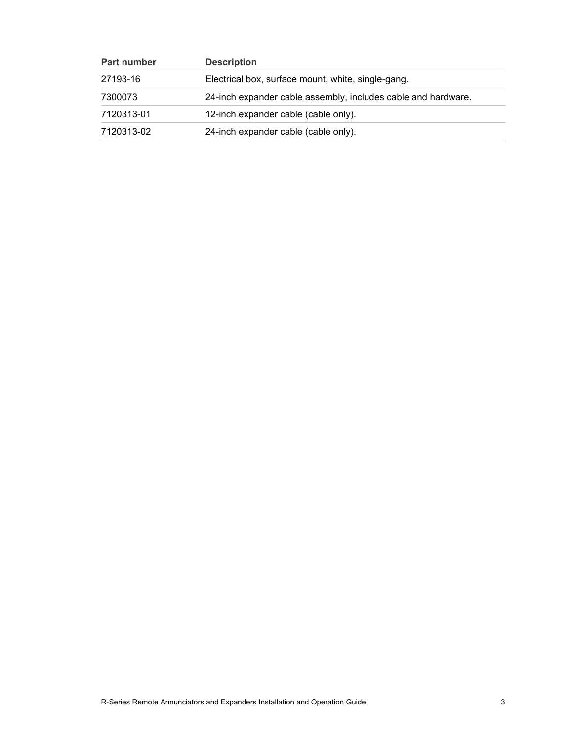| Part number | Description |
| --- | --- |
| 27193-16 | Electrical box, surface mount, white, single-gang. |
| 7300073 | 24-inch expander cable assembly, includes cable and hardware. |
| 7120313-01 | 12-inch expander cable (cable only). |
| 7120313-02 | 24-inch expander cable (cable only). |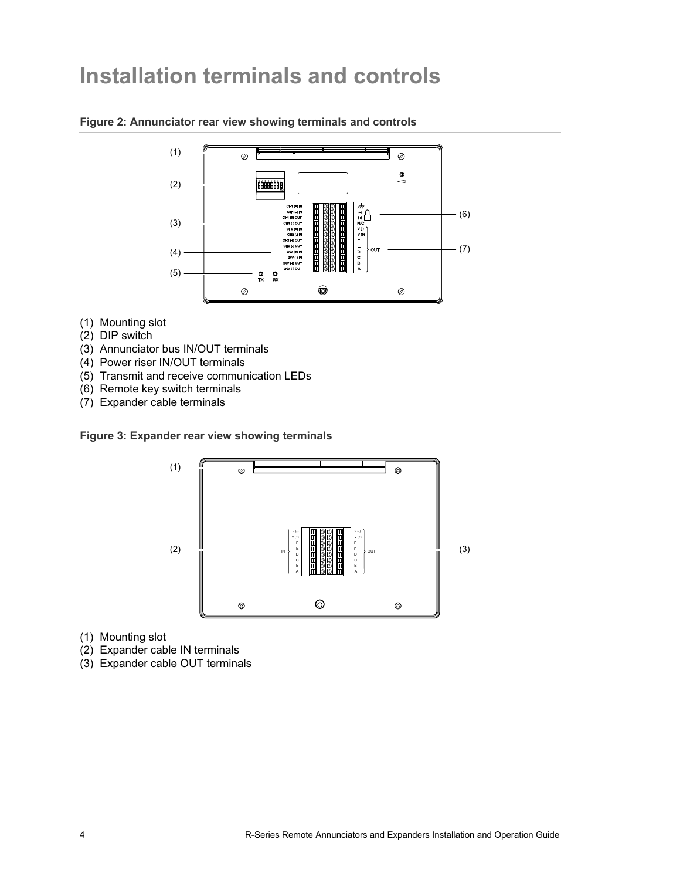# Installation terminals and controls

**Figure 2: Annunciator rear view showing terminals and controls**

(1) Mounting slot
(2) DIP switch
(3) Annunciator bus IN/OUT terminals
(4) Power riser IN/OUT terminals
(5) Transmit and receive communication LEDs
(6) Remote key switch terminals
(7) Expander cable terminals

**Figure 3: Expander rear view showing terminals**

(1) Mounting slot
(2) Expander cable IN terminals
(3) Expander cable OUT terminals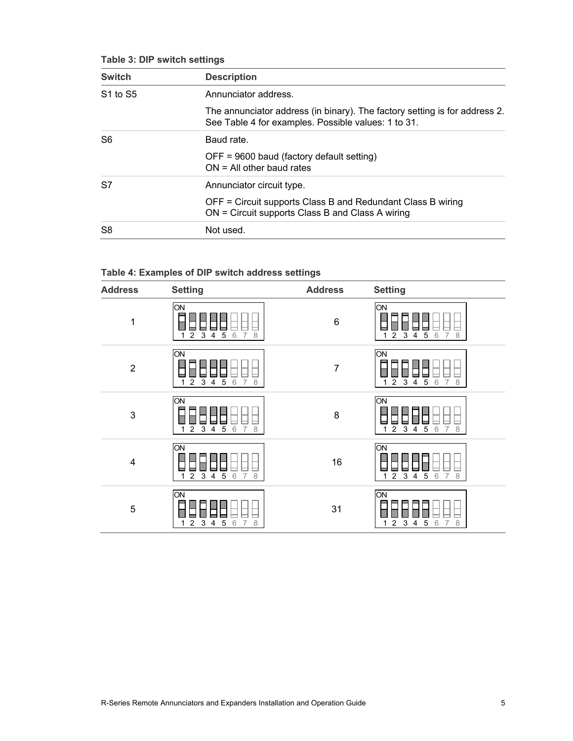**Table 3: DIP switch settings**

| Switch | Description |
|---|---|
| S1 to S5 | Annunciator address.<br>The annunciator address (in binary). The factory setting is for address 2. See Table 4 for examples. Possible values: 1 to 31. |
| S6 | Baud rate.<br>OFF = 9600 baud (factory default setting)<br>ON = All other baud rates |
| S7 | Annunciator circuit type.<br>OFF = Circuit supports Class B and Redundant Class B wiring<br>ON = Circuit supports Class B and Class A wiring |
| S8 | Not used. |

**Table 4: Examples of DIP switch address settings**

| Address | Setting | Address | Setting |
|---|---|---|---|
| 1 | ON: 1 | 6 | ON: 2, 3 |
| 2 | ON: 2 | 7 | ON: 1, 2, 3 |
| 3 | ON: 1, 2 | 8 | ON: 4 |
| 4 | ON: 3 | 16 | ON: 5 |
| 5 | ON: 1, 3 | 31 | ON: 1, 2, 3, 4, 5 |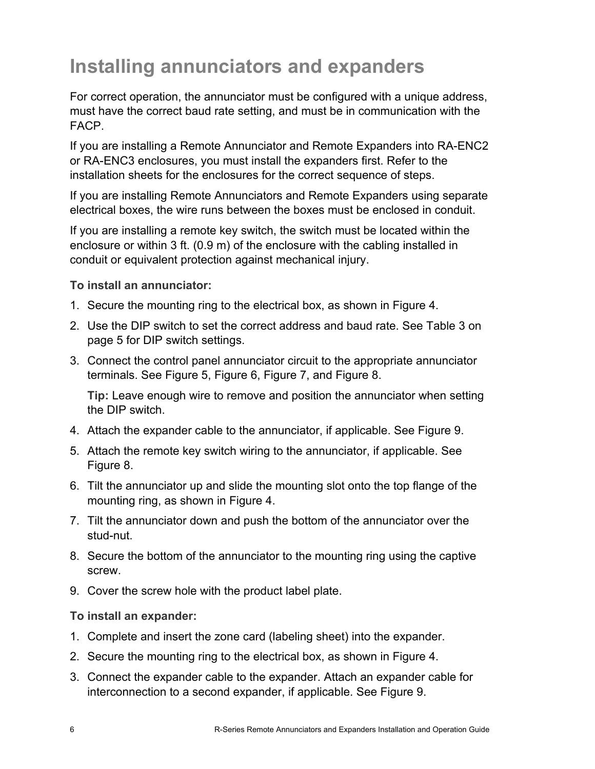# Installing annunciators and expanders

For correct operation, the annunciator must be configured with a unique address, must have the correct baud rate setting, and must be in communication with the FACP.

If you are installing a Remote Annunciator and Remote Expanders into RA-ENC2 or RA-ENC3 enclosures, you must install the expanders first. Refer to the installation sheets for the enclosures for the correct sequence of steps.

If you are installing Remote Annunciators and Remote Expanders using separate electrical boxes, the wire runs between the boxes must be enclosed in conduit.

If you are installing a remote key switch, the switch must be located within the enclosure or within 3 ft. (0.9 m) of the enclosure with the cabling installed in conduit or equivalent protection against mechanical injury.

**To install an annunciator:**

1. Secure the mounting ring to the electrical box, as shown in Figure 4.
2. Use the DIP switch to set the correct address and baud rate. See Table 3 on page 5 for DIP switch settings.
3. Connect the control panel annunciator circuit to the appropriate annunciator terminals. See Figure 5, Figure 6, Figure 7, and Figure 8.

   **Tip:** Leave enough wire to remove and position the annunciator when setting the DIP switch.
4. Attach the expander cable to the annunciator, if applicable. See Figure 9.
5. Attach the remote key switch wiring to the annunciator, if applicable. See Figure 8.
6. Tilt the annunciator up and slide the mounting slot onto the top flange of the mounting ring, as shown in Figure 4.
7. Tilt the annunciator down and push the bottom of the annunciator over the stud-nut.
8. Secure the bottom of the annunciator to the mounting ring using the captive screw.
9. Cover the screw hole with the product label plate.

**To install an expander:**

1. Complete and insert the zone card (labeling sheet) into the expander.
2. Secure the mounting ring to the electrical box, as shown in Figure 4.
3. Connect the expander cable to the expander. Attach an expander cable for interconnection to a second expander, if applicable. See Figure 9.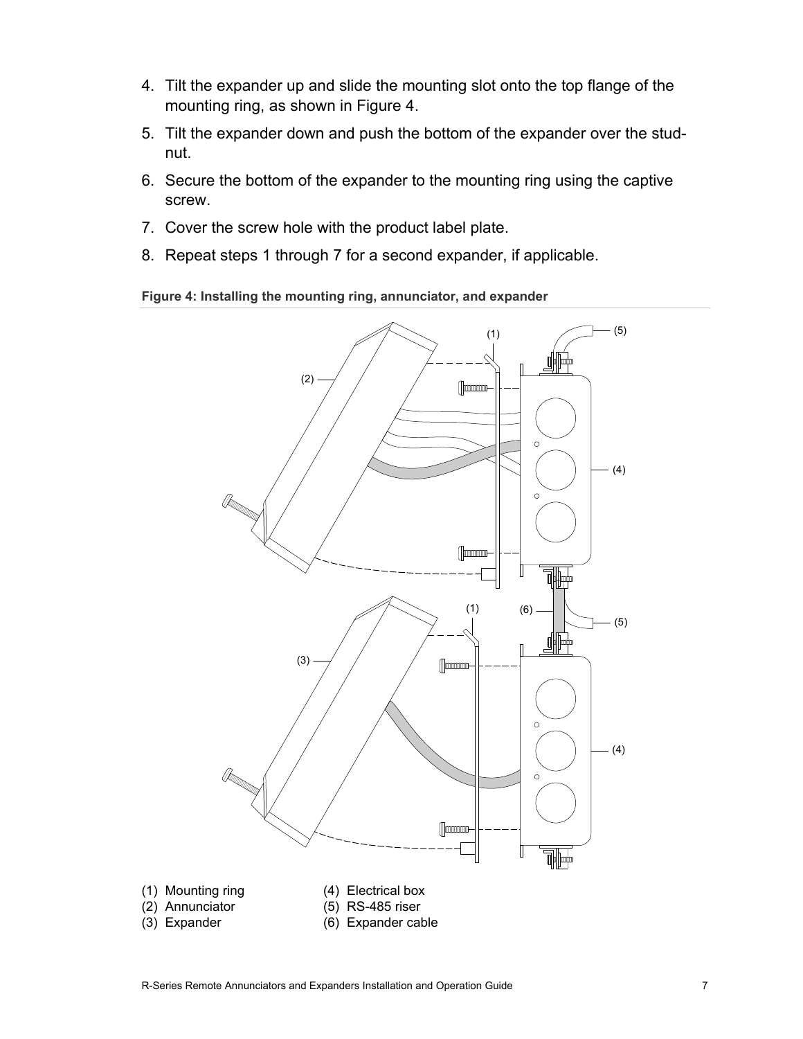4. Tilt the expander up and slide the mounting slot onto the top flange of the mounting ring, as shown in Figure 4.
5. Tilt the expander down and push the bottom of the expander over the stud-nut.
6. Secure the bottom of the expander to the mounting ring using the captive screw.
7. Cover the screw hole with the product label plate.
8. Repeat steps 1 through 7 for a second expander, if applicable.

**Figure 4: Installing the mounting ring, annunciator, and expander**

(1) Mounting ring
(2) Annunciator
(3) Expander
(4) Electrical box
(5) RS-485 riser
(6) Expander cable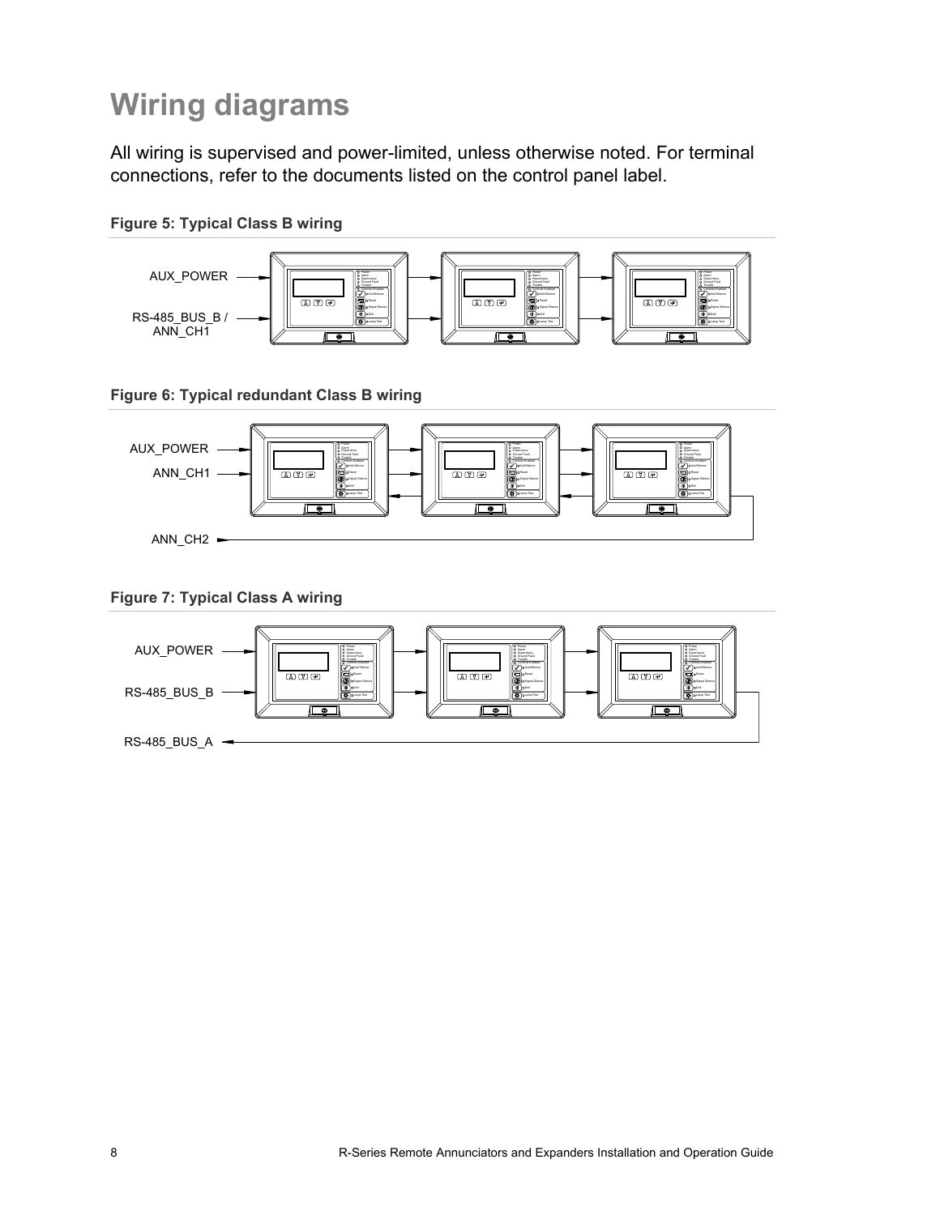# Wiring diagrams

All wiring is supervised and power-limited, unless otherwise noted. For terminal connections, refer to the documents listed on the control panel label.

**Figure 5: Typical Class B wiring**

AUX_POWER

RS-485_BUS_B / ANN_CH1

**Figure 6: Typical redundant Class B wiring**

AUX_POWER

ANN_CH1

ANN_CH2

**Figure 7: Typical Class A wiring**

AUX_POWER

RS-485_BUS_B

RS-485_BUS_A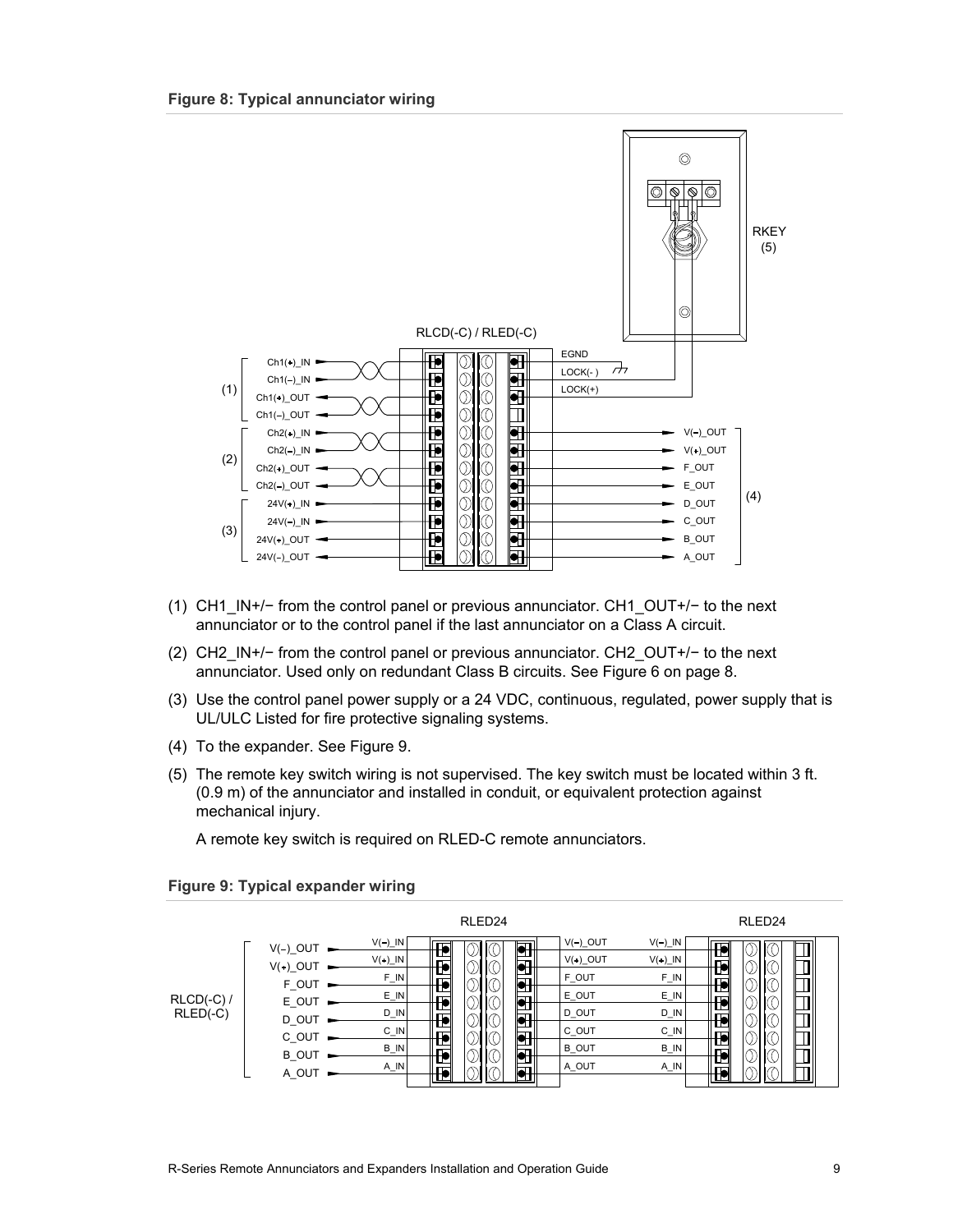**Figure 8: Typical annunciator wiring**

(1) CH1_IN+/− from the control panel or previous annunciator. CH1_OUT+/− to the next annunciator or to the control panel if the last annunciator on a Class A circuit.

(2) CH2_IN+/− from the control panel or previous annunciator. CH2_OUT+/− to the next annunciator. Used only on redundant Class B circuits. See Figure 6 on page 8.

(3) Use the control panel power supply or a 24 VDC, continuous, regulated, power supply that is UL/ULC Listed for fire protective signaling systems.

(4) To the expander. See Figure 9.

(5) The remote key switch wiring is not supervised. The key switch must be located within 3 ft. (0.9 m) of the annunciator and installed in conduit, or equivalent protection against mechanical injury.

A remote key switch is required on RLED-C remote annunciators.

**Figure 9: Typical expander wiring**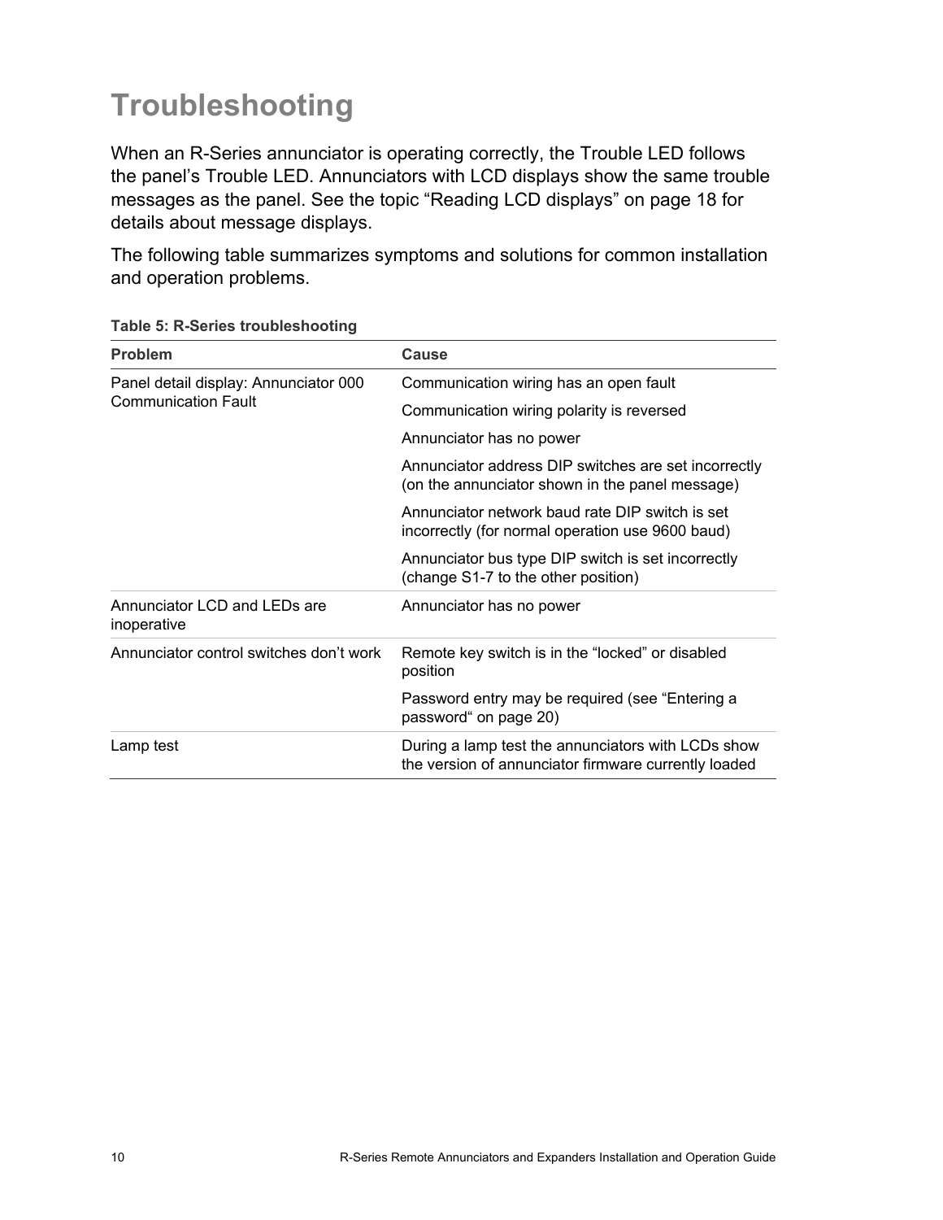# Troubleshooting

When an R-Series annunciator is operating correctly, the Trouble LED follows the panel's Trouble LED. Annunciators with LCD displays show the same trouble messages as the panel. See the topic "Reading LCD displays" on page 18 for details about message displays.

The following table summarizes symptoms and solutions for common installation and operation problems.

**Table 5: R-Series troubleshooting**

| Problem | Cause |
|---|---|
| Panel detail display: Annunciator 000 Communication Fault | Communication wiring has an open fault |
| | Communication wiring polarity is reversed |
| | Annunciator has no power |
| | Annunciator address DIP switches are set incorrectly (on the annunciator shown in the panel message) |
| | Annunciator network baud rate DIP switch is set incorrectly (for normal operation use 9600 baud) |
| | Annunciator bus type DIP switch is set incorrectly (change S1-7 to the other position) |
| Annunciator LCD and LEDs are inoperative | Annunciator has no power |
| Annunciator control switches don't work | Remote key switch is in the "locked" or disabled position |
| | Password entry may be required (see "Entering a password" on page 20) |
| Lamp test | During a lamp test the annunciators with LCDs show the version of annunciator firmware currently loaded |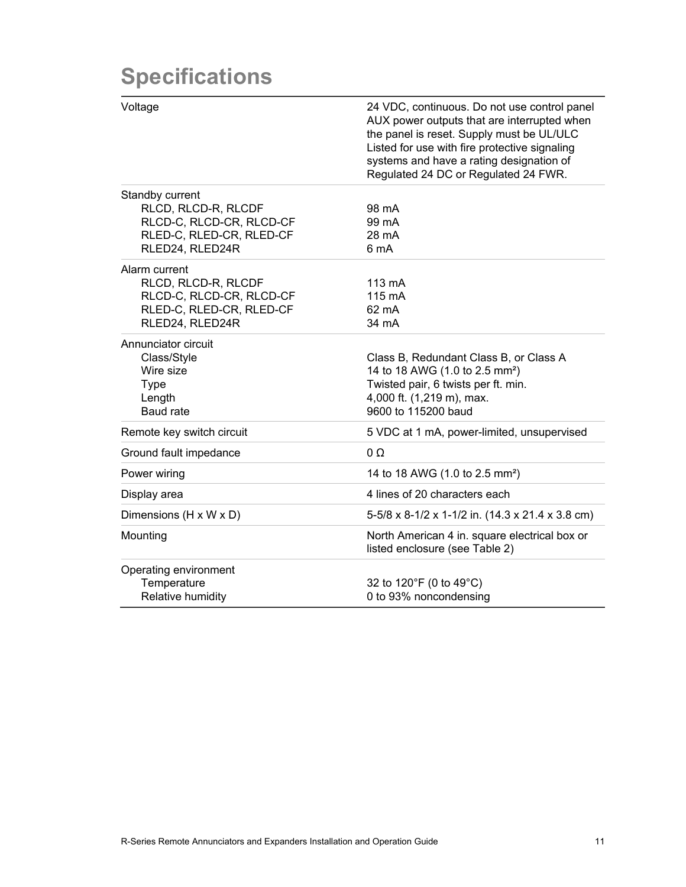# Specifications

| | |
|---|---|
| Voltage | 24 VDC, continuous. Do not use control panel AUX power outputs that are interrupted when the panel is reset. Supply must be UL/ULC Listed for use with fire protective signaling systems and have a rating designation of Regulated 24 DC or Regulated 24 FWR. |
| Standby current | |
| RLCD, RLCD-R, RLCDF | 98 mA |
| RLCD-C, RLCD-CR, RLCD-CF | 99 mA |
| RLED-C, RLED-CR, RLED-CF | 28 mA |
| RLED24, RLED24R | 6 mA |
| Alarm current | |
| RLCD, RLCD-R, RLCDF | 113 mA |
| RLCD-C, RLCD-CR, RLCD-CF | 115 mA |
| RLED-C, RLED-CR, RLED-CF | 62 mA |
| RLED24, RLED24R | 34 mA |
| Annunciator circuit | |
| Class/Style | Class B, Redundant Class B, or Class A |
| Wire size | 14 to 18 AWG (1.0 to 2.5 mm²) |
| Type | Twisted pair, 6 twists per ft. min. |
| Length | 4,000 ft. (1,219 m), max. |
| Baud rate | 9600 to 115200 baud |
| Remote key switch circuit | 5 VDC at 1 mA, power-limited, unsupervised |
| Ground fault impedance | 0 Ω |
| Power wiring | 14 to 18 AWG (1.0 to 2.5 mm²) |
| Display area | 4 lines of 20 characters each |
| Dimensions (H x W x D) | 5-5/8 x 8-1/2 x 1-1/2 in. (14.3 x 21.4 x 3.8 cm) |
| Mounting | North American 4 in. square electrical box or listed enclosure (see Table 2) |
| Operating environment | |
| Temperature | 32 to 120°F (0 to 49°C) |
| Relative humidity | 0 to 93% noncondensing |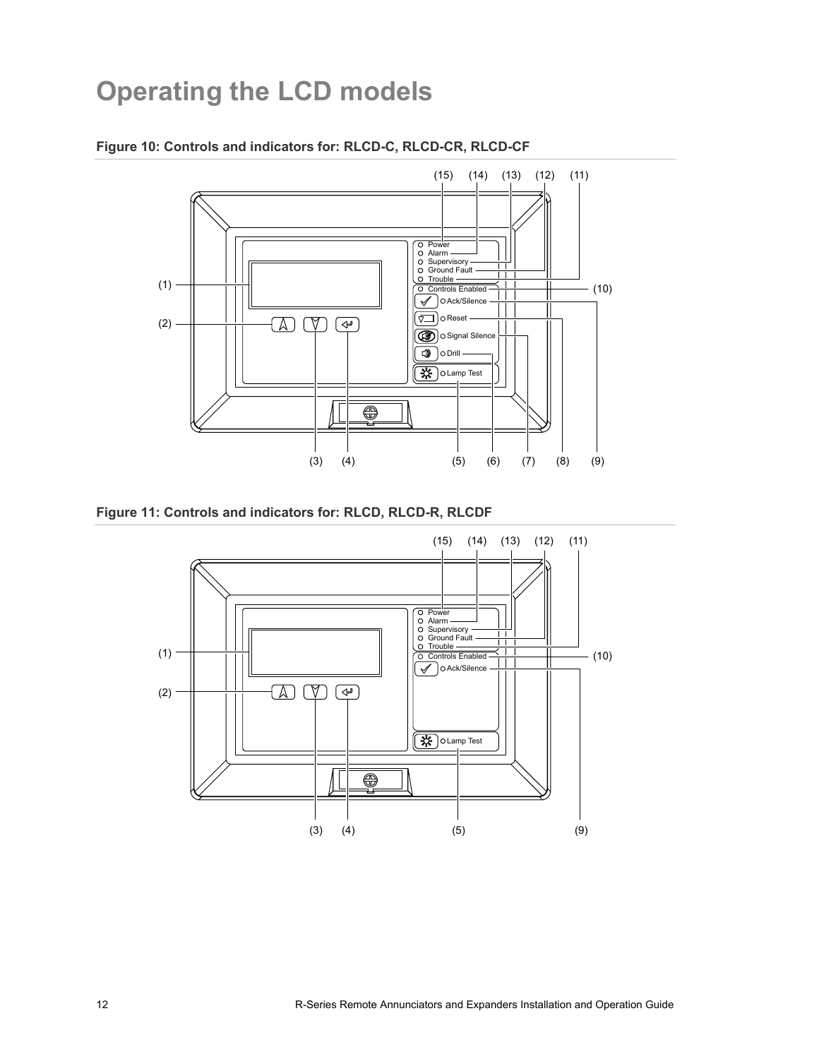# Operating the LCD models

**Figure 10: Controls and indicators for: RLCD-C, RLCD-CR, RLCD-CF**

(15) (14) (13) (12) (11)

Power
Alarm
Supervisory
Ground Fault
Trouble
Controls Enabled
Ack/Silence
Reset
Signal Silence
Drill
Lamp Test

(1) (2) (3) (4) (5) (6) (7) (8) (9) (10)

**Figure 11: Controls and indicators for: RLCD, RLCD-R, RLCDF**

(15) (14) (13) (12) (11)

Power
Alarm
Supervisory
Ground Fault
Trouble
Controls Enabled
Ack/Silence
Lamp Test

(1) (2) (3) (4) (5) (9) (10)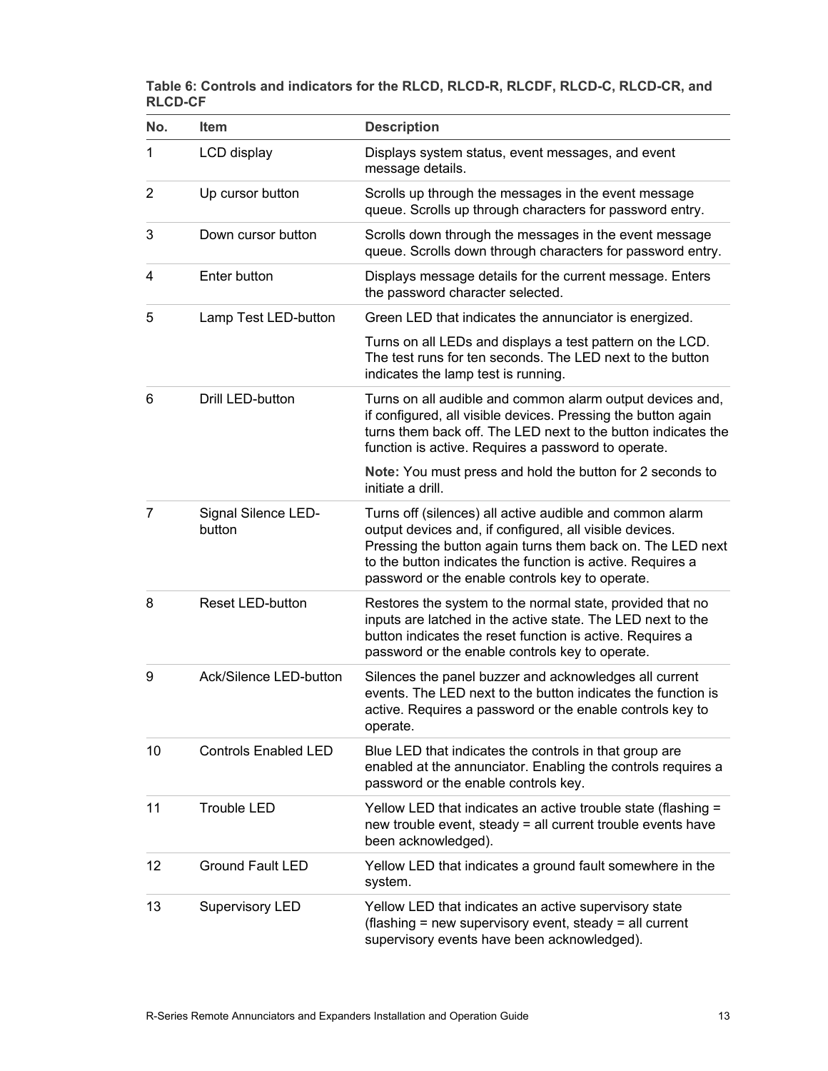**Table 6: Controls and indicators for the RLCD, RLCD-R, RLCDF, RLCD-C, RLCD-CR, and RLCD-CF**

| No. | Item | Description |
|---|---|---|
| 1 | LCD display | Displays system status, event messages, and event message details. |
| 2 | Up cursor button | Scrolls up through the messages in the event message queue. Scrolls up through characters for password entry. |
| 3 | Down cursor button | Scrolls down through the messages in the event message queue. Scrolls down through characters for password entry. |
| 4 | Enter button | Displays message details for the current message. Enters the password character selected. |
| 5 | Lamp Test LED-button | Green LED that indicates the annunciator is energized.<br><br>Turns on all LEDs and displays a test pattern on the LCD. The test runs for ten seconds. The LED next to the button indicates the lamp test is running. |
| 6 | Drill LED-button | Turns on all audible and common alarm output devices and, if configured, all visible devices. Pressing the button again turns them back off. The LED next to the button indicates the function is active. Requires a password to operate.<br><br>**Note:** You must press and hold the button for 2 seconds to initiate a drill. |
| 7 | Signal Silence LED-button | Turns off (silences) all active audible and common alarm output devices and, if configured, all visible devices. Pressing the button again turns them back on. The LED next to the button indicates the function is active. Requires a password or the enable controls key to operate. |
| 8 | Reset LED-button | Restores the system to the normal state, provided that no inputs are latched in the active state. The LED next to the button indicates the reset function is active. Requires a password or the enable controls key to operate. |
| 9 | Ack/Silence LED-button | Silences the panel buzzer and acknowledges all current events. The LED next to the button indicates the function is active. Requires a password or the enable controls key to operate. |
| 10 | Controls Enabled LED | Blue LED that indicates the controls in that group are enabled at the annunciator. Enabling the controls requires a password or the enable controls key. |
| 11 | Trouble LED | Yellow LED that indicates an active trouble state (flashing = new trouble event, steady = all current trouble events have been acknowledged). |
| 12 | Ground Fault LED | Yellow LED that indicates a ground fault somewhere in the system. |
| 13 | Supervisory LED | Yellow LED that indicates an active supervisory state (flashing = new supervisory event, steady = all current supervisory events have been acknowledged). |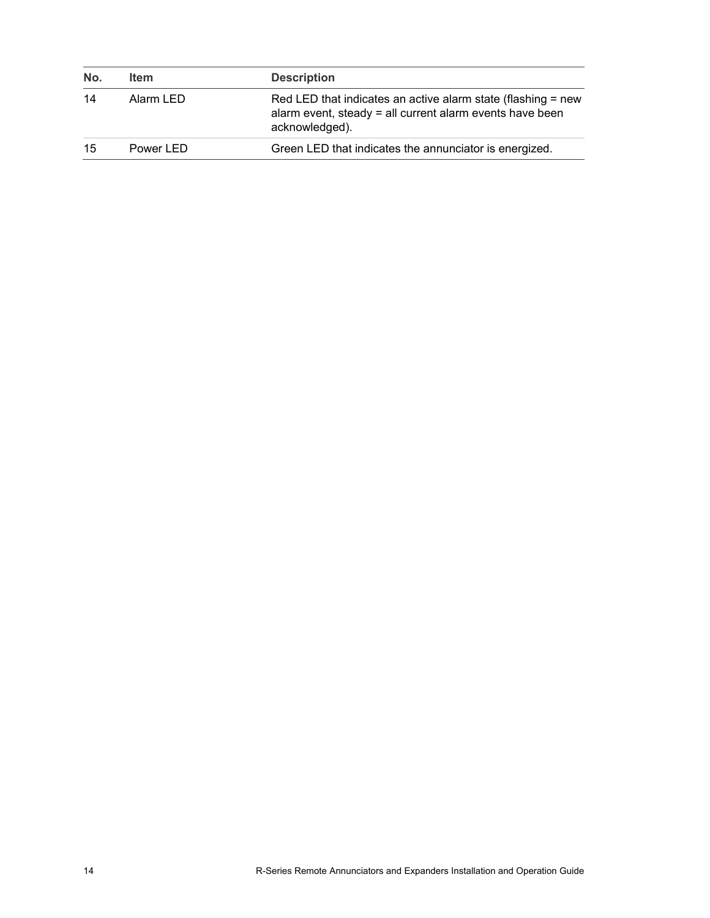| No. | Item | Description |
| --- | --- | --- |
| 14 | Alarm LED | Red LED that indicates an active alarm state (flashing = new alarm event, steady = all current alarm events have been acknowledged). |
| 15 | Power LED | Green LED that indicates the annunciator is energized. |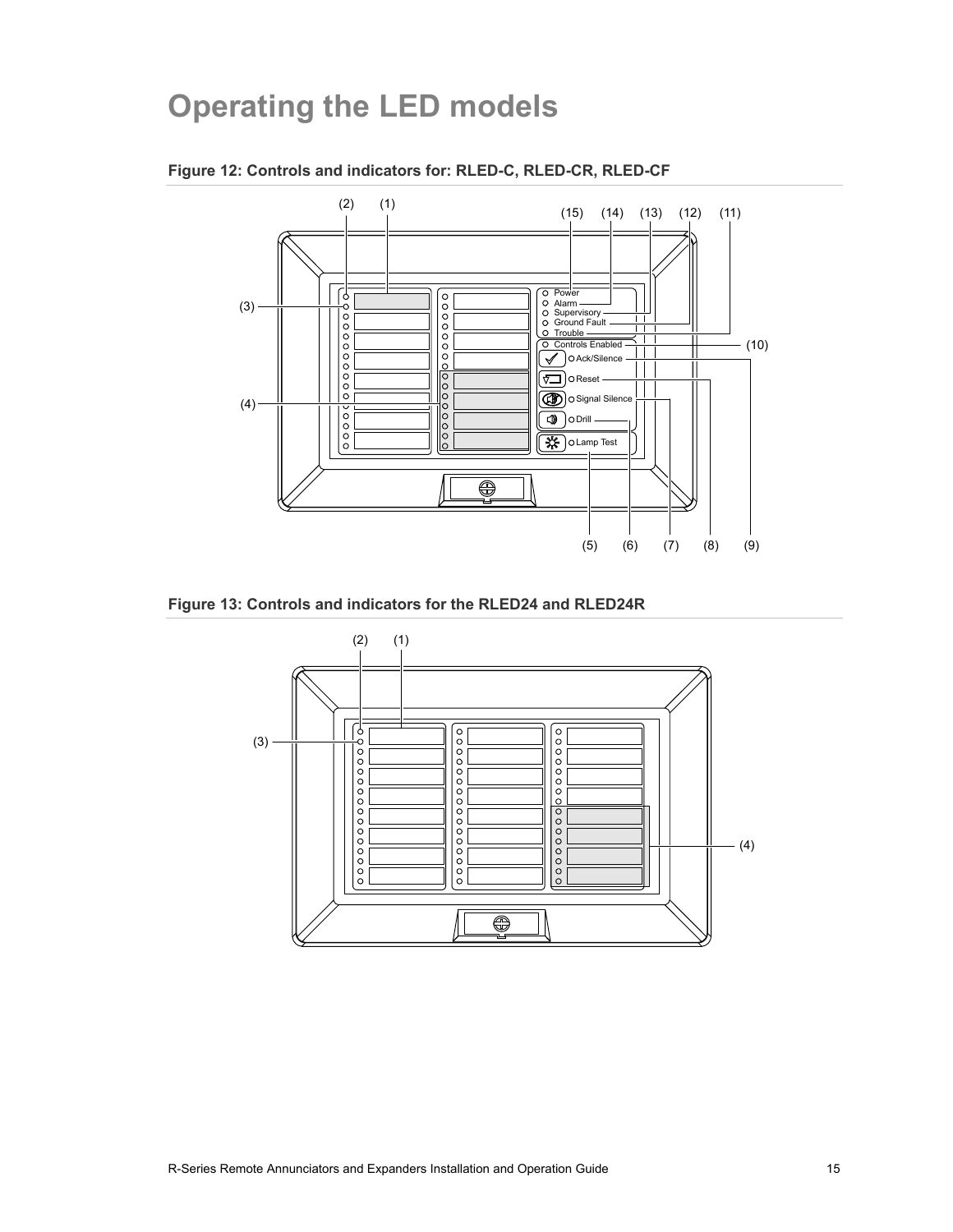# Operating the LED models

**Figure 12: Controls and indicators for: RLED-C, RLED-CR, RLED-CF**

**Figure 13: Controls and indicators for the RLED24 and RLED24R**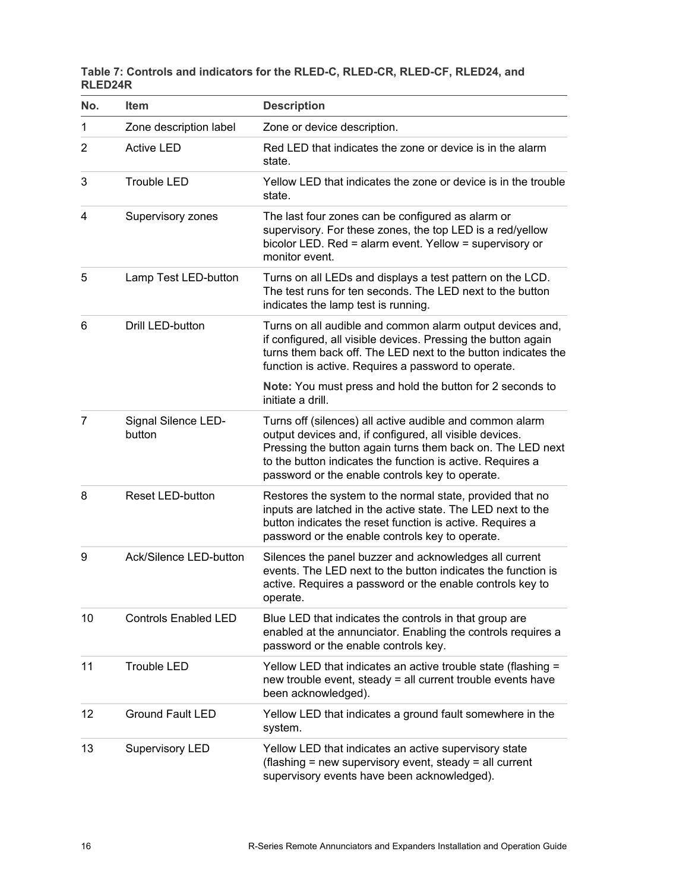**Table 7: Controls and indicators for the RLED-C, RLED-CR, RLED-CF, RLED24, and RLED24R**

| No. | Item | Description |
|---|---|---|
| 1 | Zone description label | Zone or device description. |
| 2 | Active LED | Red LED that indicates the zone or device is in the alarm state. |
| 3 | Trouble LED | Yellow LED that indicates the zone or device is in the trouble state. |
| 4 | Supervisory zones | The last four zones can be configured as alarm or supervisory. For these zones, the top LED is a red/yellow bicolor LED. Red = alarm event. Yellow = supervisory or monitor event. |
| 5 | Lamp Test LED-button | Turns on all LEDs and displays a test pattern on the LCD. The test runs for ten seconds. The LED next to the button indicates the lamp test is running. |
| 6 | Drill LED-button | Turns on all audible and common alarm output devices and, if configured, all visible devices. Pressing the button again turns them back off. The LED next to the button indicates the function is active. Requires a password to operate.<br><br>**Note:** You must press and hold the button for 2 seconds to initiate a drill. |
| 7 | Signal Silence LED-button | Turns off (silences) all active audible and common alarm output devices and, if configured, all visible devices. Pressing the button again turns them back on. The LED next to the button indicates the function is active. Requires a password or the enable controls key to operate. |
| 8 | Reset LED-button | Restores the system to the normal state, provided that no inputs are latched in the active state. The LED next to the button indicates the reset function is active. Requires a password or the enable controls key to operate. |
| 9 | Ack/Silence LED-button | Silences the panel buzzer and acknowledges all current events. The LED next to the button indicates the function is active. Requires a password or the enable controls key to operate. |
| 10 | Controls Enabled LED | Blue LED that indicates the controls in that group are enabled at the annunciator. Enabling the controls requires a password or the enable controls key. |
| 11 | Trouble LED | Yellow LED that indicates an active trouble state (flashing = new trouble event, steady = all current trouble events have been acknowledged). |
| 12 | Ground Fault LED | Yellow LED that indicates a ground fault somewhere in the system. |
| 13 | Supervisory LED | Yellow LED that indicates an active supervisory state (flashing = new supervisory event, steady = all current supervisory events have been acknowledged). |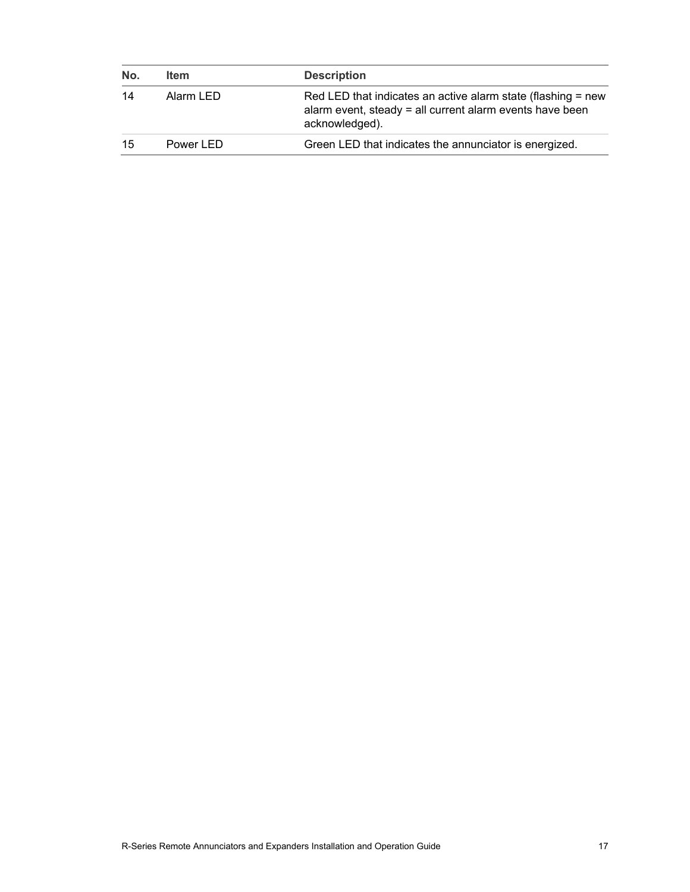| No. | Item | Description |
| --- | --- | --- |
| 14 | Alarm LED | Red LED that indicates an active alarm state (flashing = new alarm event, steady = all current alarm events have been acknowledged). |
| 15 | Power LED | Green LED that indicates the annunciator is energized. |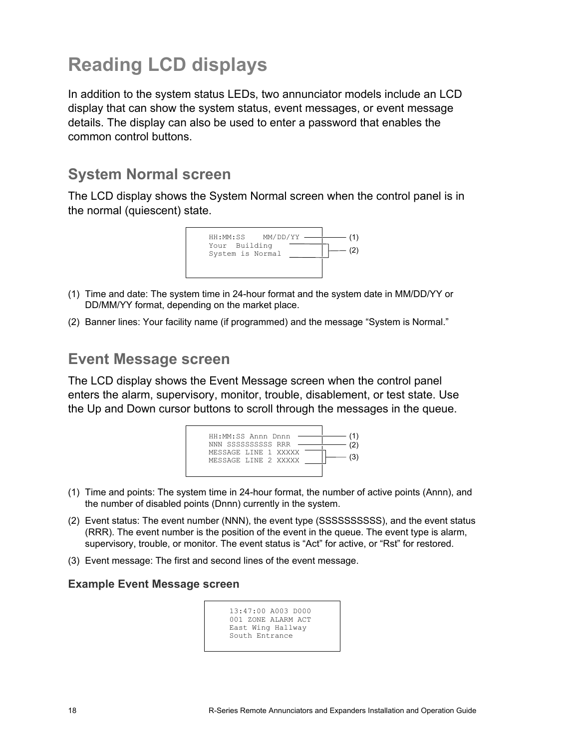# Reading LCD displays

In addition to the system status LEDs, two annunciator models include an LCD display that can show the system status, event messages, or event message details. The display can also be used to enter a password that enables the common control buttons.

## System Normal screen

The LCD display shows the System Normal screen when the control panel is in the normal (quiescent) state.

```
HH:MM:SS    MM/DD/YY    (1)
Your  Building          (2)
System is Normal
```

(1) Time and date: The system time in 24-hour format and the system date in MM/DD/YY or DD/MM/YY format, depending on the market place.

(2) Banner lines: Your facility name (if programmed) and the message "System is Normal."

## Event Message screen

The LCD display shows the Event Message screen when the control panel enters the alarm, supervisory, monitor, trouble, disablement, or test state. Use the Up and Down cursor buttons to scroll through the messages in the queue.

```
HH:MM:SS Annn Dnnn          (1)
NNN SSSSSSSSSS RRR          (2)
MESSAGE LINE 1 XXXXX        (3)
MESSAGE LINE 2 XXXXX
```

(1) Time and points: The system time in 24-hour format, the number of active points (Annn), and the number of disabled points (Dnnn) currently in the system.

(2) Event status: The event number (NNN), the event type (SSSSSSSSSS), and the event status (RRR). The event number is the position of the event in the queue. The event type is alarm, supervisory, trouble, or monitor. The event status is "Act" for active, or "Rst" for restored.

(3) Event message: The first and second lines of the event message.

### Example Event Message screen

```
13:47:00 A003 D000
001 ZONE ALARM ACT
East Wing Hallway
South Entrance
```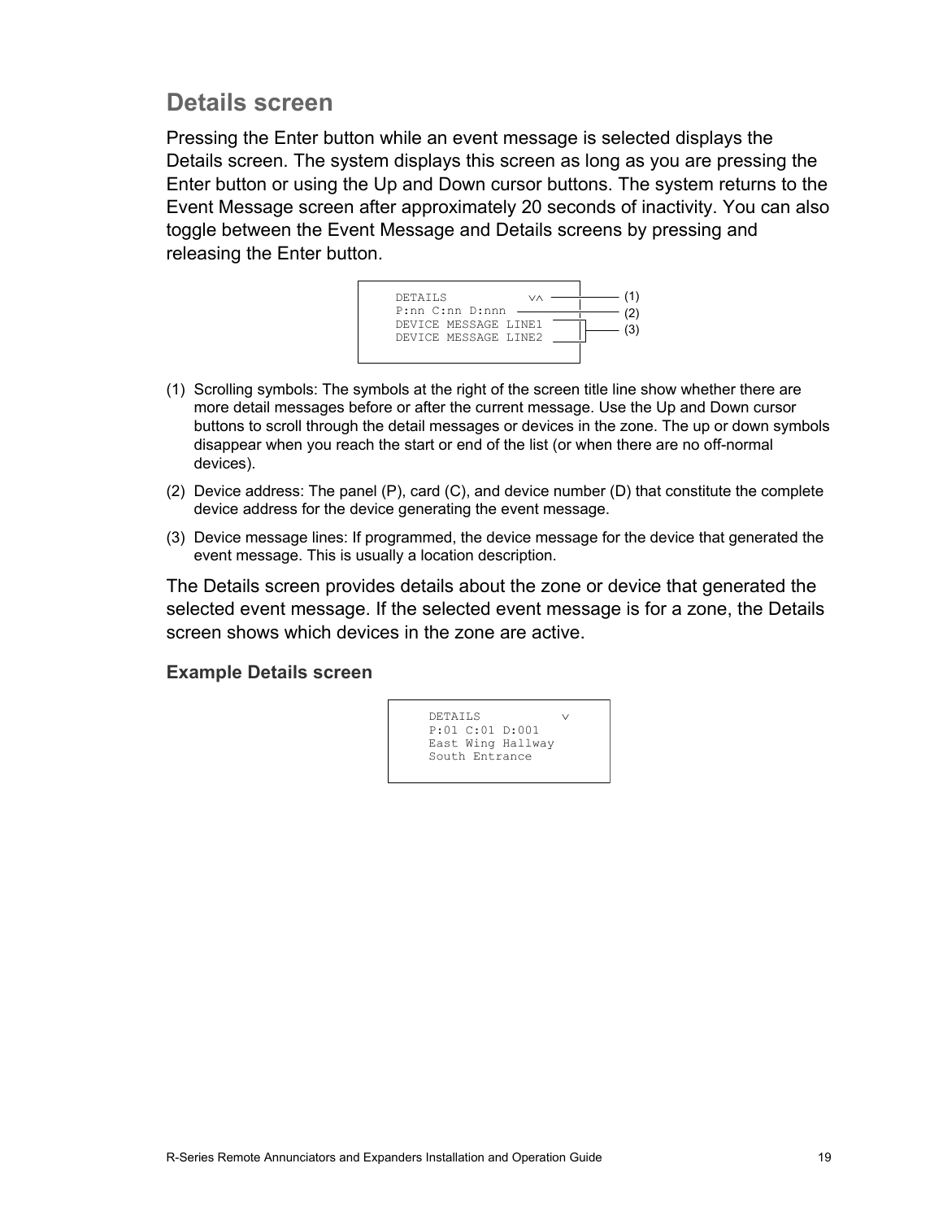## Details screen

Pressing the Enter button while an event message is selected displays the Details screen. The system displays this screen as long as you are pressing the Enter button or using the Up and Down cursor buttons. The system returns to the Event Message screen after approximately 20 seconds of inactivity. You can also toggle between the Event Message and Details screens by pressing and releasing the Enter button.

```
DETAILS             ∨∧    (1)
P:nn C:nn D:nnn           (2)
DEVICE MESSAGE LINE1      (3)
DEVICE MESSAGE LINE2
```

(1) Scrolling symbols: The symbols at the right of the screen title line show whether there are more detail messages before or after the current message. Use the Up and Down cursor buttons to scroll through the detail messages or devices in the zone. The up or down symbols disappear when you reach the start or end of the list (or when there are no off-normal devices).

(2) Device address: The panel (P), card (C), and device number (D) that constitute the complete device address for the device generating the event message.

(3) Device message lines: If programmed, the device message for the device that generated the event message. This is usually a location description.

The Details screen provides details about the zone or device that generated the selected event message. If the selected event message is for a zone, the Details screen shows which devices in the zone are active.

### Example Details screen

```
DETAILS             ∨
P:01 C:01 D:001
East Wing Hallway
South Entrance
```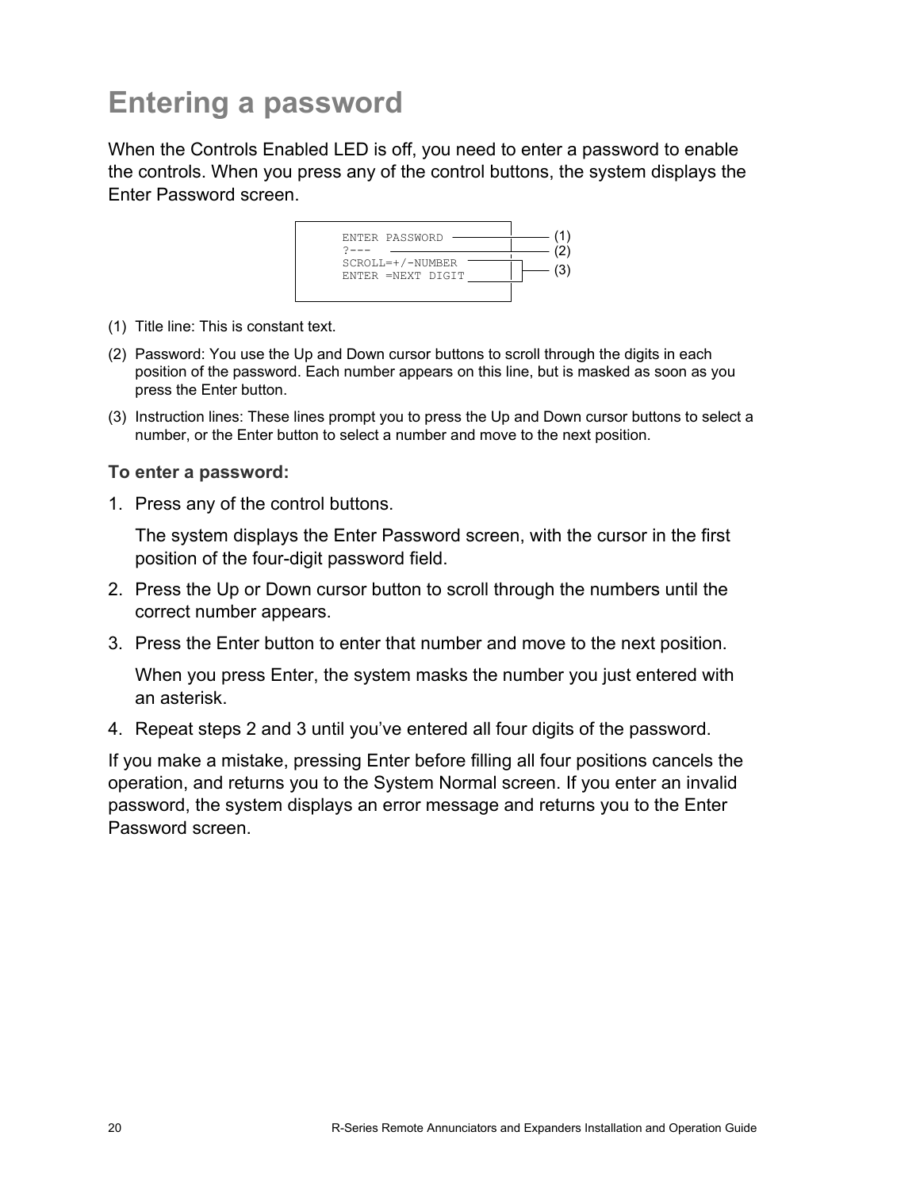# Entering a password

When the Controls Enabled LED is off, you need to enter a password to enable the controls. When you press any of the control buttons, the system displays the Enter Password screen.

```
ENTER PASSWORD        (1)
?---                  (2)
SCROLL=+/-NUMBER      (3)
ENTER =NEXT DIGIT
```

(1) Title line: This is constant text.

(2) Password: You use the Up and Down cursor buttons to scroll through the digits in each position of the password. Each number appears on this line, but is masked as soon as you press the Enter button.

(3) Instruction lines: These lines prompt you to press the Up and Down cursor buttons to select a number, or the Enter button to select a number and move to the next position.

**To enter a password:**

1. Press any of the control buttons.

   The system displays the Enter Password screen, with the cursor in the first position of the four-digit password field.

2. Press the Up or Down cursor button to scroll through the numbers until the correct number appears.

3. Press the Enter button to enter that number and move to the next position.

   When you press Enter, the system masks the number you just entered with an asterisk.

4. Repeat steps 2 and 3 until you've entered all four digits of the password.

If you make a mistake, pressing Enter before filling all four positions cancels the operation, and returns you to the System Normal screen. If you enter an invalid password, the system displays an error message and returns you to the Enter Password screen.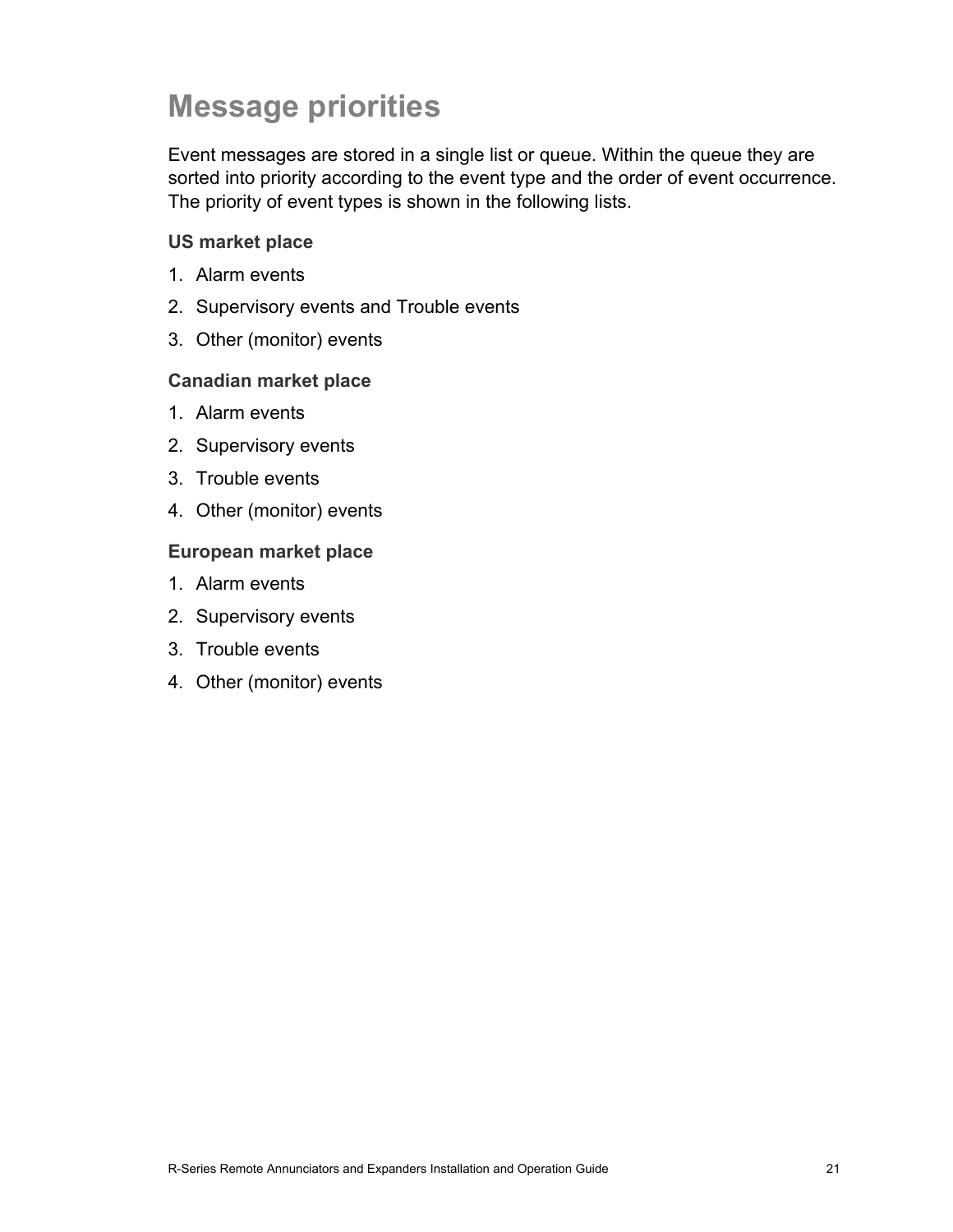# Message priorities

Event messages are stored in a single list or queue. Within the queue they are sorted into priority according to the event type and the order of event occurrence. The priority of event types is shown in the following lists.

### US market place

1. Alarm events
2. Supervisory events and Trouble events
3. Other (monitor) events

### Canadian market place

1. Alarm events
2. Supervisory events
3. Trouble events
4. Other (monitor) events

### European market place

1. Alarm events
2. Supervisory events
3. Trouble events
4. Other (monitor) events